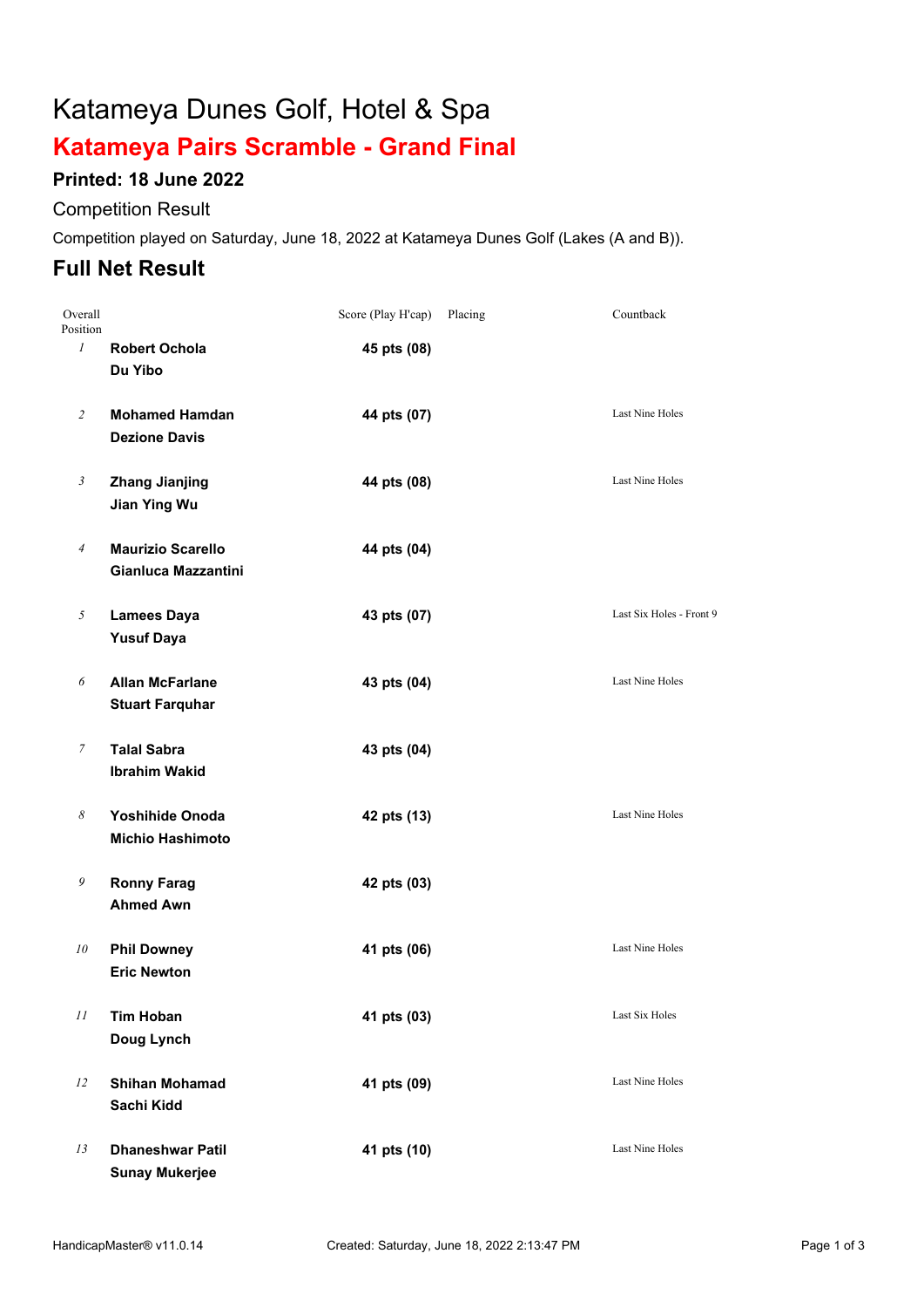# Katameya Dunes Golf, Hotel & Spa

## Katameya Pairs Scramble - Grand Final

### Printed: 18 June 2022

Competition Result

Competition played on Saturday, June 18, 2022 at Katameya Dunes Golf (Lakes (A and B)).

## Full Net Result

| Overall Position | | Score (Play H'cap) | Placing | Countback |
|---|---|---|---|---|
| 1 | **Robert Ochola**<br>**Du Yibo** | **45 pts (08)** | | |
| 2 | **Mohamed Hamdan**<br>**Dezione Davis** | **44 pts (07)** | | Last Nine Holes |
| 3 | **Zhang Jianjing**<br>**Jian Ying Wu** | **44 pts (08)** | | Last Nine Holes |
| 4 | **Maurizio Scarello**<br>**Gianluca Mazzantini** | **44 pts (04)** | | |
| 5 | **Lamees Daya**<br>**Yusuf Daya** | **43 pts (07)** | | Last Six Holes - Front 9 |
| 6 | **Allan McFarlane**<br>**Stuart Farquhar** | **43 pts (04)** | | Last Nine Holes |
| 7 | **Talal Sabra**<br>**Ibrahim Wakid** | **43 pts (04)** | | |
| 8 | **Yoshihide Onoda**<br>**Michio Hashimoto** | **42 pts (13)** | | Last Nine Holes |
| 9 | **Ronny Farag**<br>**Ahmed Awn** | **42 pts (03)** | | |
| 10 | **Phil Downey**<br>**Eric Newton** | **41 pts (06)** | | Last Nine Holes |
| 11 | **Tim Hoban**<br>**Doug Lynch** | **41 pts (03)** | | Last Six Holes |
| 12 | **Shihan Mohamad**<br>**Sachi Kidd** | **41 pts (09)** | | Last Nine Holes |
| 13 | **Dhaneshwar Patil**<br>**Sunay Mukerjee** | **41 pts (10)** | | Last Nine Holes |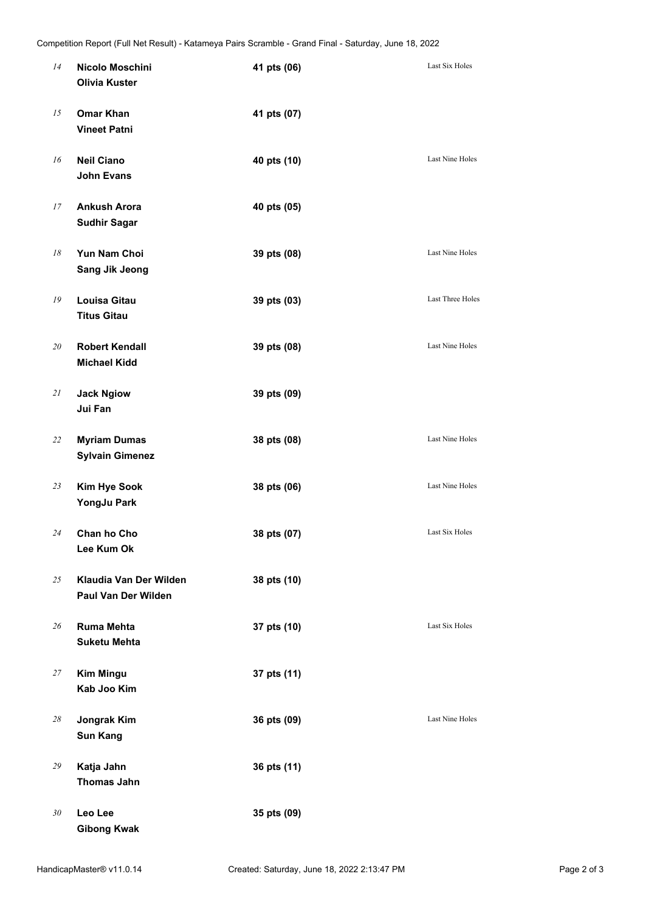| Pos | Players | Score | Countback |
|---|---|---|---|
| 14 | **Nicolo Moschini**<br>**Olivia Kuster** | **41 pts (06)** | Last Six Holes |
| 15 | **Omar Khan**<br>**Vineet Patni** | **41 pts (07)** | |
| 16 | **Neil Ciano**<br>**John Evans** | **40 pts (10)** | Last Nine Holes |
| 17 | **Ankush Arora**<br>**Sudhir Sagar** | **40 pts (05)** | |
| 18 | **Yun Nam Choi**<br>**Sang Jik Jeong** | **39 pts (08)** | Last Nine Holes |
| 19 | **Louisa Gitau**<br>**Titus Gitau** | **39 pts (03)** | Last Three Holes |
| 20 | **Robert Kendall**<br>**Michael Kidd** | **39 pts (08)** | Last Nine Holes |
| 21 | **Jack Ngiow**<br>**Jui Fan** | **39 pts (09)** | |
| 22 | **Myriam Dumas**<br>**Sylvain Gimenez** | **38 pts (08)** | Last Nine Holes |
| 23 | **Kim Hye Sook**<br>**YongJu Park** | **38 pts (06)** | Last Nine Holes |
| 24 | **Chan ho Cho**<br>**Lee Kum Ok** | **38 pts (07)** | Last Six Holes |
| 25 | **Klaudia Van Der Wilden**<br>**Paul Van Der Wilden** | **38 pts (10)** | |
| 26 | **Ruma Mehta**<br>**Suketu Mehta** | **37 pts (10)** | Last Six Holes |
| 27 | **Kim Mingu**<br>**Kab Joo Kim** | **37 pts (11)** | |
| 28 | **Jongrak Kim**<br>**Sun Kang** | **36 pts (09)** | Last Nine Holes |
| 29 | **Katja Jahn**<br>**Thomas Jahn** | **36 pts (11)** | |
| 30 | **Leo Lee**<br>**Gibong Kwak** | **35 pts (09)** | |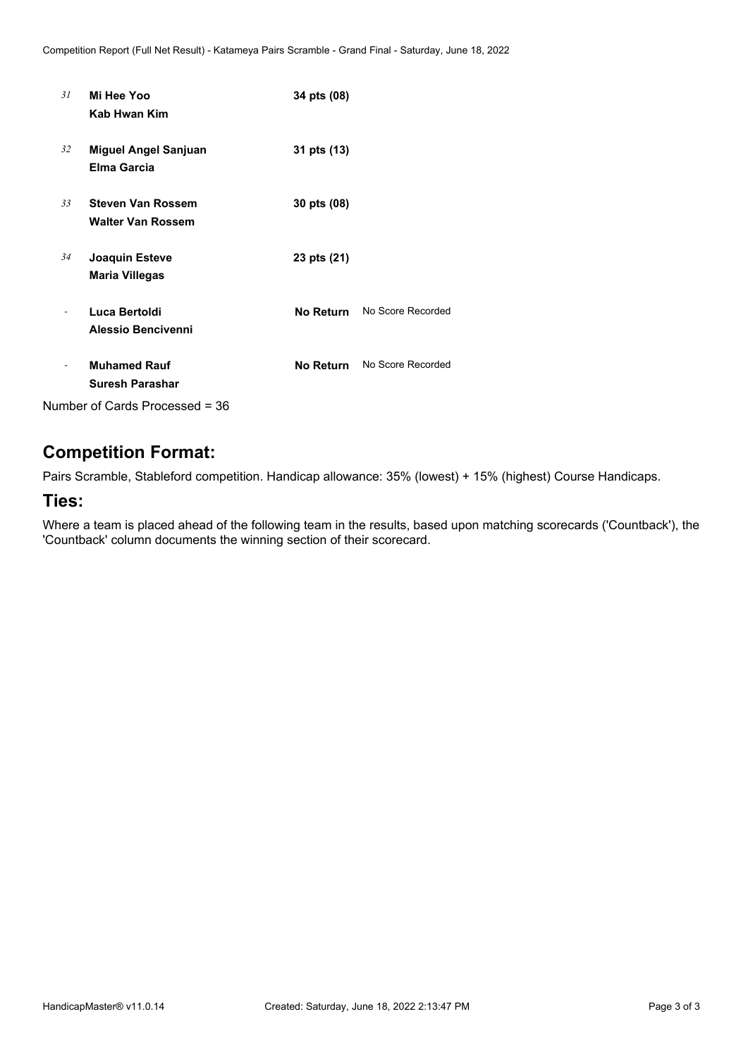| | | | |
|---|---|---|---|
| *31* | **Mi Hee Yoo**<br>**Kab Hwan Kim** | **34 pts (08)** | |
| *32* | **Miguel Angel Sanjuan**<br>**Elma Garcia** | **31 pts (13)** | |
| *33* | **Steven Van Rossem**<br>**Walter Van Rossem** | **30 pts (08)** | |
| *34* | **Joaquin Esteve**<br>**Maria Villegas** | **23 pts (21)** | |
| - | **Luca Bertoldi**<br>**Alessio Bencivenni** | **No Return** | No Score Recorded |
| - | **Muhamed Rauf**<br>**Suresh Parashar** | **No Return** | No Score Recorded |

Number of Cards Processed = 36

## Competition Format:

Pairs Scramble, Stableford competition. Handicap allowance: 35% (lowest) + 15% (highest) Course Handicaps.

## Ties:

Where a team is placed ahead of the following team in the results, based upon matching scorecards ('Countback'), the 'Countback' column documents the winning section of their scorecard.